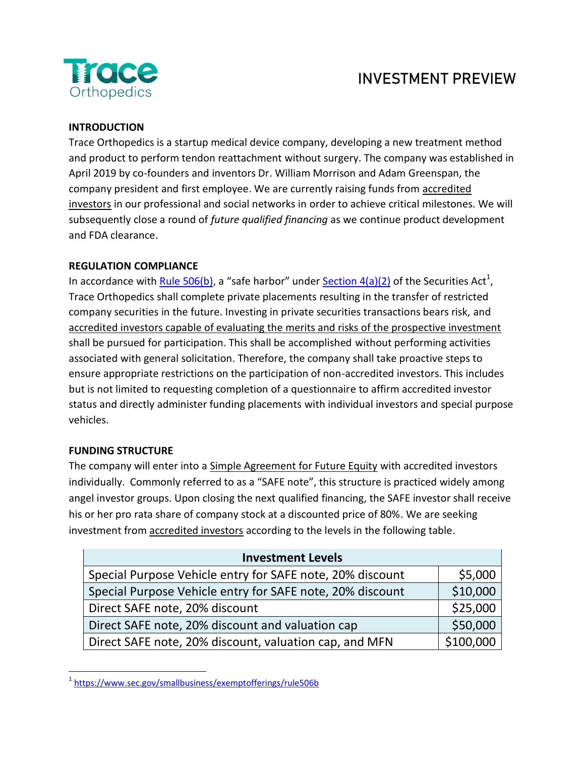Trace Orthopedics

# INVESTMENT PREVIEW

**INTRODUCTION**

Trace Orthopedics is a startup medical device company, developing a new treatment method and product to perform tendon reattachment without surgery. The company was established in April 2019 by co-founders and inventors Dr. William Morrison and Adam Greenspan, the company president and first employee. We are currently raising funds from accredited investors in our professional and social networks in order to achieve critical milestones. We will subsequently close a round of *future qualified financing* as we continue product development and FDA clearance.

**REGULATION COMPLIANCE**

In accordance with Rule 506(b), a "safe harbor" under Section 4(a)(2) of the Securities Act[1], Trace Orthopedics shall complete private placements resulting in the transfer of restricted company securities in the future. Investing in private securities transactions bears risk, and accredited investors capable of evaluating the merits and risks of the prospective investment shall be pursued for participation. This shall be accomplished without performing activities associated with general solicitation. Therefore, the company shall take proactive steps to ensure appropriate restrictions on the participation of non-accredited investors. This includes but is not limited to requesting completion of a questionnaire to affirm accredited investor status and directly administer funding placements with individual investors and special purpose vehicles.

**FUNDING STRUCTURE**

The company will enter into a Simple Agreement for Future Equity with accredited investors individually. Commonly referred to as a "SAFE note", this structure is practiced widely among angel investor groups. Upon closing the next qualified financing, the SAFE investor shall receive his or her pro rata share of company stock at a discounted price of 80%. We are seeking investment from accredited investors according to the levels in the following table.

| Investment Levels | |
|---|---|
| Special Purpose Vehicle entry for SAFE note, 20% discount | $5,000 |
| Special Purpose Vehicle entry for SAFE note, 20% discount | $10,000 |
| Direct SAFE note, 20% discount | $25,000 |
| Direct SAFE note, 20% discount and valuation cap | $50,000 |
| Direct SAFE note, 20% discount, valuation cap, and MFN | $100,000 |

[1] https://www.sec.gov/smallbusiness/exemptofferings/rule506b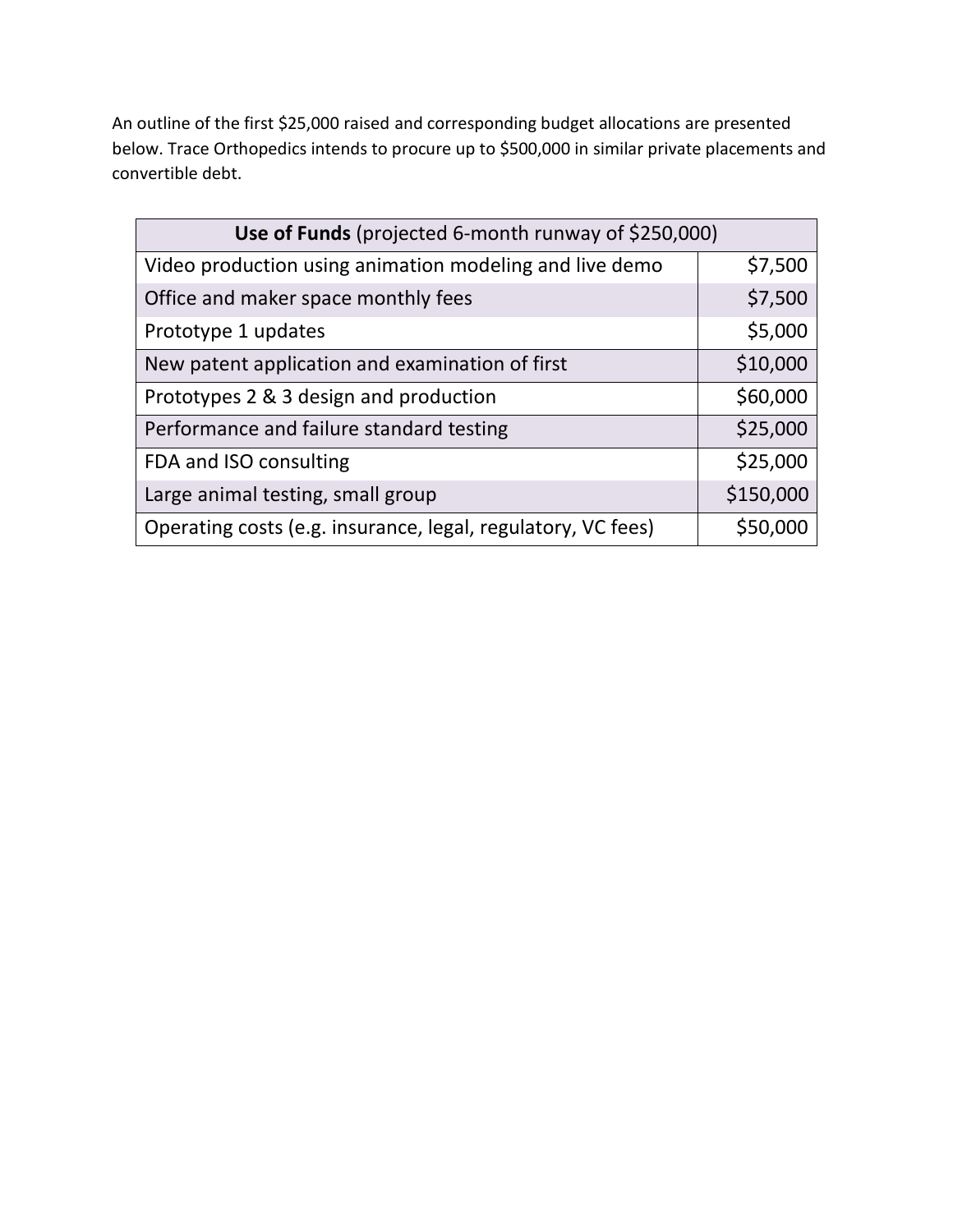An outline of the first $25,000 raised and corresponding budget allocations are presented below. Trace Orthopedics intends to procure up to $500,000 in similar private placements and convertible debt.

| **Use of Funds** (projected 6-month runway of $250,000) | |
|---|---|
| Video production using animation modeling and live demo | $7,500 |
| Office and maker space monthly fees | $7,500 |
| Prototype 1 updates | $5,000 |
| New patent application and examination of first | $10,000 |
| Prototypes 2 & 3 design and production | $60,000 |
| Performance and failure standard testing | $25,000 |
| FDA and ISO consulting | $25,000 |
| Large animal testing, small group | $150,000 |
| Operating costs (e.g. insurance, legal, regulatory, VC fees) | $50,000 |